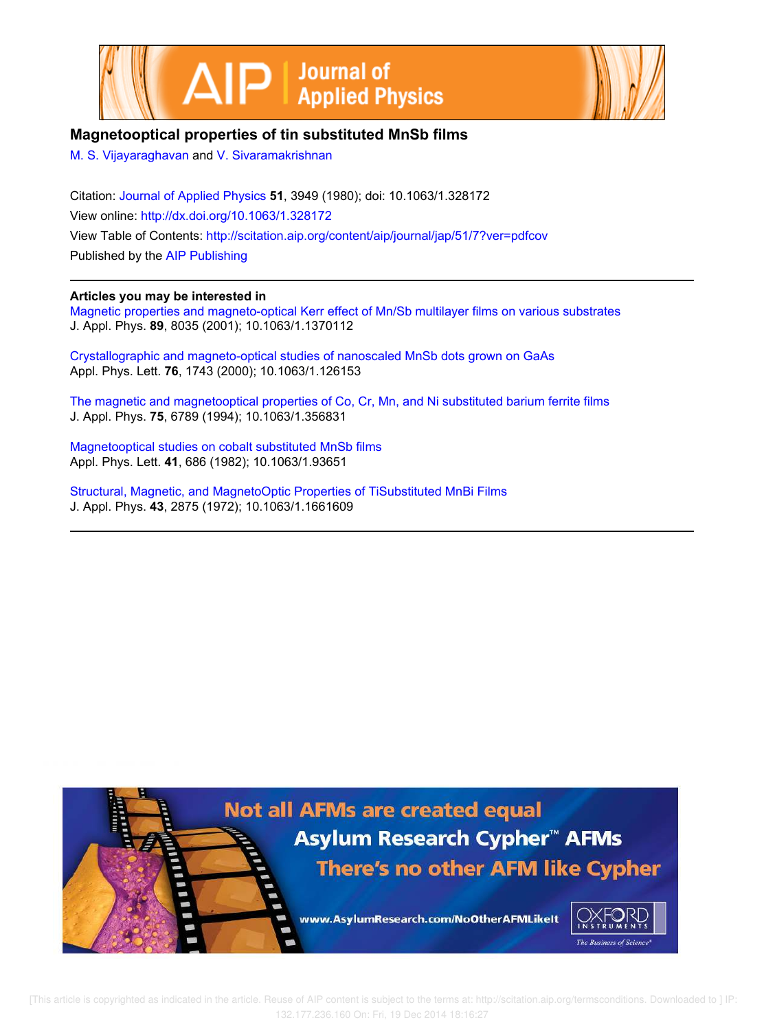# Magnetooptical properties of tin substituted MnSb films

M. S. Vijayaraghavan and V. Sivaramakrishnan

Citation: Journal of Applied Physics **51**, 3949 (1980); doi: 10.1063/1.328172

View online: http://dx.doi.org/10.1063/1.328172

View Table of Contents: http://scitation.aip.org/content/aip/journal/jap/51/7?ver=pdfcov

Published by the AIP Publishing

---

**Articles you may be interested in**

Magnetic properties and magneto-optical Kerr effect of Mn/Sb multilayer films on various substrates
J. Appl. Phys. **89**, 8035 (2001); 10.1063/1.1370112

Crystallographic and magneto-optical studies of nanoscaled MnSb dots grown on GaAs
Appl. Phys. Lett. **76**, 1743 (2000); 10.1063/1.126153

The magnetic and magnetooptical properties of Co, Cr, Mn, and Ni substituted barium ferrite films
J. Appl. Phys. **75**, 6789 (1994); 10.1063/1.356831

Magnetooptical studies on cobalt substituted MnSb films
Appl. Phys. Lett. **41**, 686 (1982); 10.1063/1.93651

Structural, Magnetic, and MagnetoOptic Properties of TiSubstituted MnBi Films
J. Appl. Phys. **43**, 2875 (1972); 10.1063/1.1661609

---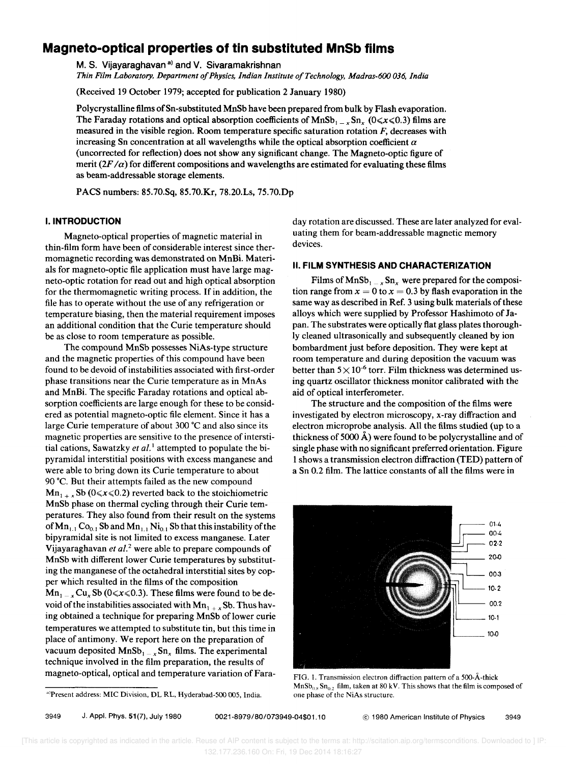# Magneto-optical properties of tin substituted MnSb films

M. S. Vijayaraghavan [a] and V. Sivaramakrishnan

*Thin Film Laboratory, Department of Physics, Indian Institute of Technology, Madras-600 036, India*

(Received 19 October 1979; accepted for publication 2 January 1980)

Polycrystalline films of Sn-substituted MnSb have been prepared from bulk by Flash evaporation. The Faraday rotations and optical absorption coefficients of $MnSb_{1-x}Sn_x$ ($0 \leqslant x \leqslant 0.3$) films are measured in the visible region. Room temperature specific saturation rotation $F$, decreases with increasing Sn concentration at all wavelengths while the optical absorption coefficient $\alpha$ (uncorrected for reflection) does not show any significant change. The Magneto-optic figure of merit ($2F/\alpha$) for different compositions and wavelengths are estimated for evaluating these films as beam-addressable storage elements.

PACS numbers: 85.70.Sq, 85.70.Kr, 78.20.Ls, 75.70.Dp

## I. INTRODUCTION

Magneto-optical properties of magnetic material in thin-film form have been of considerable interest since thermomagnetic recording was demonstrated on MnBi. Materials for magneto-optic file application must have large magneto-optic rotation for read out and high optical absorption for the thermomagnetic writing process. If in addition, the file has to operate without the use of any refrigeration or temperature biasing, then the material requirement imposes an additional condition that the Curie temperature should be as close to room temperature as possible.

The compound MnSb possesses NiAs-type structure and the magnetic properties of this compound have been found to be devoid of instabilities associated with first-order phase transitions near the Curie temperature as in MnAs and MnBi. The specific Faraday rotations and optical absorption coefficients are large enough for these to be considered as potential magneto-optic file element. Since it has a large Curie temperature of about 300 °C and also since its magnetic properties are sensitive to the presence of interstitial cations, Sawatzky *et al.*[1] attempted to populate the bipyramidal interstitial positions with excess manganese and were able to bring down its Curie temperature to about 90 °C. But their attempts failed as the new compound $Mn_{1+x}Sb$ ($0 \leqslant x \leqslant 0.2$) reverted back to the stoichiometric MnSb phase on thermal cycling through their Curie temperatures. They also found from their result on the systems of $Mn_{1.1}Co_{0.1}Sb$ and $Mn_{1.1}Ni_{0.1}Sb$ that this instability of the bipyramidal site is not limited to excess manganese. Later Vijayaraghavan *et al.*[2] were able to prepare compounds of MnSb with different lower Curie temperatures by substituting the manganese of the octahedral interstitial sites by copper which resulted in the films of the composition $Mn_{1-x}Cu_xSb$ ($0 \leqslant x \leqslant 0.3$). These films were found to be devoid of the instabilities associated with $Mn_{1+x}Sb$. Thus having obtained a technique for preparing MnSb of lower curie temperatures we attempted to substitute tin, but this time in place of antimony. We report here on the preparation of vacuum deposited $MnSb_{1-x}Sn_x$ films. The experimental technique involved in the film preparation, the results of magneto-optical, optical and temperature variation of Faraday rotation are discussed. These are later analyzed for evaluating them for beam-addressable magnetic memory devices.

## II. FILM SYNTHESIS AND CHARACTERIZATION

Films of $MnSb_{1-x}Sn_x$ were prepared for the composition range from $x = 0$ to $x = 0.3$ by flash evaporation in the same way as described in Ref. 3 using bulk materials of these alloys which were supplied by Professor Hashimoto of Japan. The substrates were optically flat glass plates thoroughly cleaned ultrasonically and subsequently cleaned by ion bombardment just before deposition. They were kept at room temperature and during deposition the vacuum was better than $5 \times 10^{-6}$ torr. Film thickness was determined using quartz oscillator thickness monitor calibrated with the aid of optical interferometer.

The structure and the composition of the films were investigated by electron microscopy, x-ray diffraction and electron microprobe analysis. All the films studied (up to a thickness of 5000 Å) were found to be polycrystalline and of single phase with no significant preferred orientation. Figure 1 shows a transmission electron diffraction (TED) pattern of a Sn 0.2 film. The lattice constants of all the films were in

FIG. 1. Transmission electron diffraction pattern of a 500-Å-thick $MnSb_{0.8}Sn_{0.2}$ film, taken at 80 kV. This shows that the film is composed of one phase of the NiAs structure.

[a] Present address: MIC Division, DL RL, Hyderabad-500 005, India.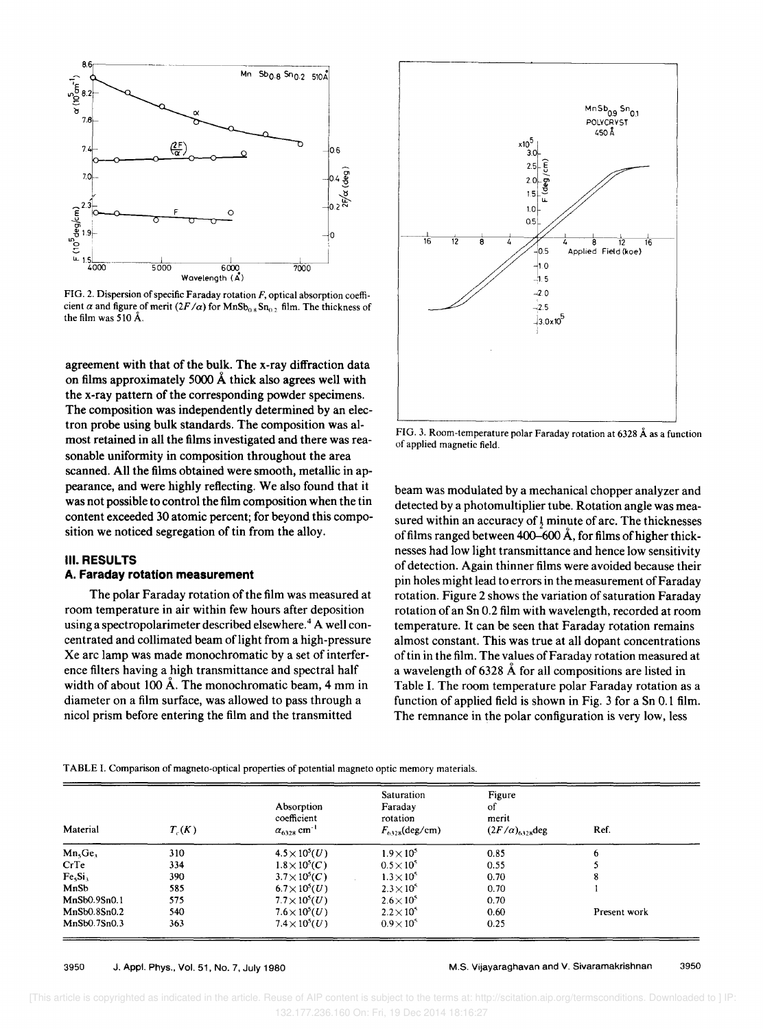FIG. 2. Dispersion of specific Faraday rotation $F$, optical absorption coefficient $\alpha$ and figure of merit $(2F/\alpha)$ for $MnSb_{0.8}Sn_{0.2}$ film. The thickness of the film was 510 Å.

agreement with that of the bulk. The x-ray diffraction data on films approximately 5000 Å thick also agrees well with the x-ray pattern of the corresponding powder specimens. The composition was independently determined by an electron probe using bulk standards. The composition was almost retained in all the films investigated and there was reasonable uniformity in composition throughout the area scanned. All the films obtained were smooth, metallic in appearance, and were highly reflecting. We also found that it was not possible to control the film composition when the tin content exceeded 30 atomic percent; for beyond this composition we noticed segregation of tin from the alloy.

## III. RESULTS

### A. Faraday rotation measurement

The polar Faraday rotation of the film was measured at room temperature in air within few hours after deposition using a spectropolarimeter described elsewhere.[4] A well concentrated and collimated beam of light from a high-pressure Xe arc lamp was made monochromatic by a set of interference filters having a high transmittance and spectral half width of about 100 Å. The monochromatic beam, 4 mm in diameter on a film surface, was allowed to pass through a nicol prism before entering the film and the transmitted beam was modulated by a mechanical chopper analyzer and detected by a photomultiplier tube. Rotation angle was measured within an accuracy of ½ minute of arc. The thicknesses of films ranged between 400–600 Å, for films of higher thicknesses had low light transmittance and hence low sensitivity of detection. Again thinner films were avoided because their pin holes might lead to errors in the measurement of Faraday rotation. Figure 2 shows the variation of saturation Faraday rotation of an Sn 0.2 film with wavelength, recorded at room temperature. It can be seen that Faraday rotation remains almost constant. This was true at all dopant concentrations of tin in the film. The values of Faraday rotation measured at a wavelength of 6328 Å for all compositions are listed in Table I. The room temperature polar Faraday rotation as a function of applied field is shown in Fig. 3 for a Sn 0.1 film. The remnance in the polar configuration is very low, less

FIG. 3. Room-temperature polar Faraday rotation at 6328 Å as a function of applied magnetic field.

TABLE I. Comparison of magneto-optical properties of potential magneto optic memory materials.

| Material | $T_c(K)$ | Absorption coefficient $\alpha_{6328}$ cm$^{-1}$ | Saturation Faraday rotation $F_{6328}$(deg/cm) | Figure of merit $(2F/\alpha)_{6328}$deg | Ref. |
|---|---|---|---|---|---|
| $Mn_5Ge_3$ | 310 | $4.5\times10^5(U)$ | $1.9\times10^5$ | 0.85 | 6 |
| CrTe | 334 | $1.8\times10^5(C)$ | $0.5\times10^5$ | 0.55 | 5 |
| $Fe_5Si_3$ | 390 | $3.7\times10^5(C)$ | $1.3\times10^5$ | 0.70 | 8 |
| MnSb | 585 | $6.7\times10^5(U)$ | $2.3\times10^5$ | 0.70 | 1 |
| MnSb0.9Sn0.1 | 575 | $7.7\times10^5(U)$ | $2.6\times10^5$ | 0.70 | |
| MnSb0.8Sn0.2 | 540 | $7.6\times10^5(U)$ | $2.2\times10^5$ | 0.60 | Present work |
| MnSb0.7Sn0.3 | 363 | $7.4\times10^5(U)$ | $0.9\times10^5$ | 0.25 | |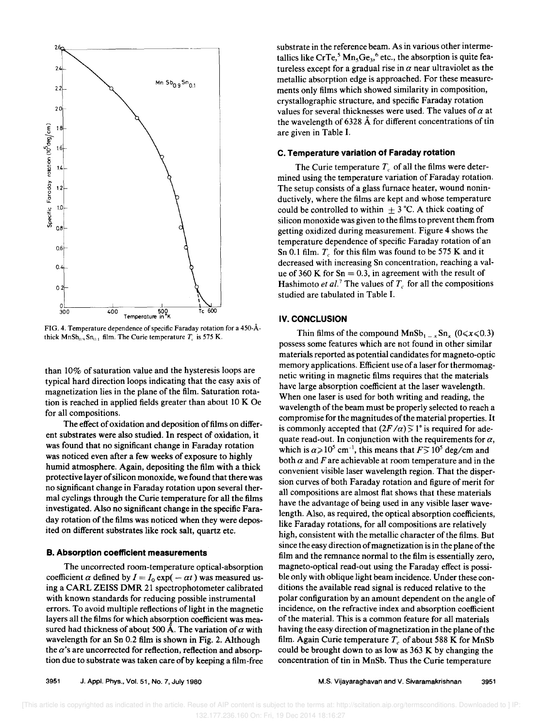FIG. 4. Temperature dependence of specific Faraday rotation for a 450-Å-thick $MnSb_{0.9}Sn_{0.1}$ film. The Curie temperature $T_c$ is 575 K.

than 10% of saturation value and the hysteresis loops are typical hard direction loops indicating that the easy axis of magnetization lies in the plane of the film. Saturation rotation is reached in applied fields greater than about 10 K Oe for all compositions.

The effect of oxidation and deposition of films on different substrates were also studied. In respect of oxidation, it was found that no significant change in Faraday rotation was noticed even after a few weeks of exposure to highly humid atmosphere. Again, depositing the film with a thick protective layer of silicon monoxide, we found that there was no significant change in Faraday rotation upon several thermal cyclings through the Curie temperature for all the films investigated. Also no significant change in the specific Faraday rotation of the films was noticed when they were deposited on different substrates like rock salt, quartz etc.

### B. Absorption coefficient measurements

The uncorrected room-temperature optical-absorption coefficient $\alpha$ defined by $I = I_0 \exp(-\alpha t)$ was measured using a CARL ZEISS DMR 21 spectrophotometer calibrated with known standards for reducing possible instrumental errors. To avoid multiple reflections of light in the magnetic layers all the films for which absorption coefficient was measured had thickness of about 500 Å. The variation of $\alpha$ with wavelength for an Sn 0.2 film is shown in Fig. 2. Although the $\alpha$'s are uncorrected for reflection, reflection and absorption due to substrate was taken care of by keeping a film-free substrate in the reference beam. As in various other intermetallics like CrTe,[5] $Mn_5Ge_3$,[6] etc., the absorption is quite featureless except for a gradual rise in $\alpha$ near ultraviolet as the metallic absorption edge is approached. For these measurements only films which showed similarity in composition, crystallographic structure, and specific Faraday rotation values for several thicknesses were used. The values of $\alpha$ at the wavelength of 6328 Å for different concentrations of tin are given in Table I.

### C. Temperature variation of Faraday rotation

The Curie temperature $T_c$ of all the films were determined using the temperature variation of Faraday rotation. The setup consists of a glass furnace heater, wound noninductively, where the films are kept and whose temperature could be controlled to within $\pm 3$ °C. A thick coating of silicon monoxide was given to the films to prevent them from getting oxidized during measurement. Figure 4 shows the temperature dependence of specific Faraday rotation of an Sn 0.1 film. $T_c$ for this film was found to be 575 K and it decreased with increasing Sn concentration, reaching a value of 360 K for Sn = 0.3, in agreement with the result of Hashimoto *et al.*[7] The values of $T_c$ for all the compositions studied are tabulated in Table I.

## IV. CONCLUSION

Thin films of the compound $MnSb_{1-x}Sn_x$ $(0 \leqslant x \leqslant 0.3)$ possess some features which are not found in other similar materials reported as potential candidates for magneto-optic memory applications. Efficient use of a laser for thermomagnetic writing in magnetic films requires that the materials have large absorption coefficient at the laser wavelength. When one laser is used for both writing and reading, the wavelength of the beam must be properly selected to reach a compromise for the magnitudes of the material properties. It is commonly accepted that $(2F/\alpha) \gtrsim 1°$ is required for adequate read-out. In conjunction with the requirements for $\alpha$, which is $\alpha \geqslant 10^5$ cm$^{-1}$, this means that $F \gtrsim 10^5$ deg/cm and both $\alpha$ and $F$ are achievable at room temperature and in the convenient visible laser wavelength region. That the dispersion curves of both Faraday rotation and figure of merit for all compositions are almost flat shows that these materials have the advantage of being used in any visible laser wavelength. Also, as required, the optical absorption coefficients, like Faraday rotations, for all compositions are relatively high, consistent with the metallic character of the films. But since the easy direction of magnetization is in the plane of the film and the remnance normal to the film is essentially zero, magneto-optical read-out using the Faraday effect is possible only with oblique light beam incidence. Under these conditions the available read signal is reduced relative to the polar configuration by an amount dependent on the angle of incidence, on the refractive index and absorption coefficient of the material. This is a common feature for all materials having the easy direction of magnetization in the plane of the film. Again Curie temperature $T_c$ of about 588 K for MnSb could be brought down to as low as 363 K by changing the concentration of tin in MnSb. Thus the Curie temperature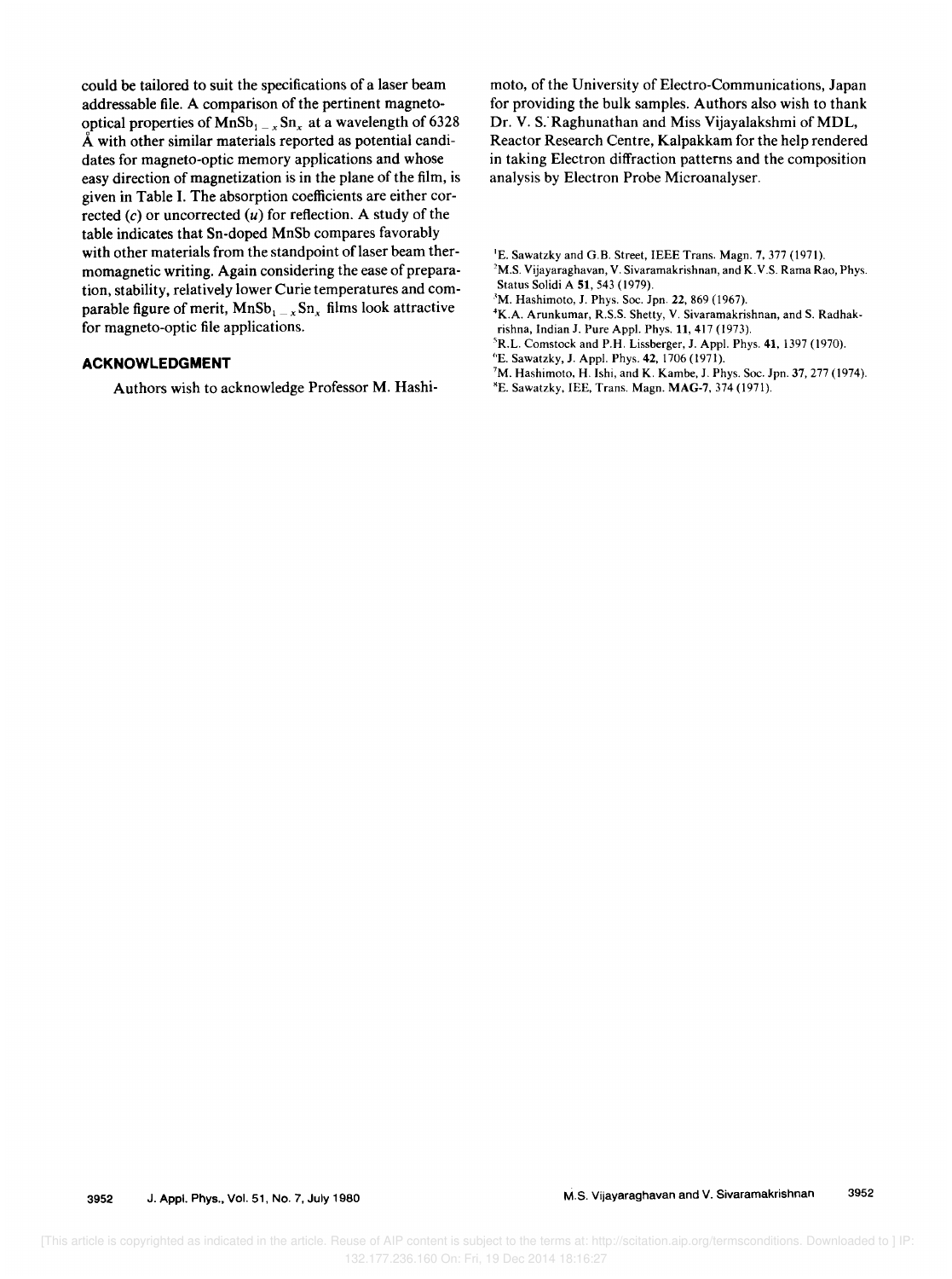could be tailored to suit the specifications of a laser beam addressable file. A comparison of the pertinent magneto-optical properties of $MnSb_{1-x}Sn_x$ at a wavelength of 6328 Å with other similar materials reported as potential candidates for magneto-optic memory applications and whose easy direction of magnetization is in the plane of the film, is given in Table I. The absorption coefficients are either corrected (*c*) or uncorrected (*u*) for reflection. A study of the table indicates that Sn-doped MnSb compares favorably with other materials from the standpoint of laser beam thermomagnetic writing. Again considering the ease of preparation, stability, relatively lower Curie temperatures and comparable figure of merit, $MnSb_{1-x}Sn_x$ films look attractive for magneto-optic file applications.

## ACKNOWLEDGMENT

Authors wish to acknowledge Professor M. Hashimoto, of the University of Electro-Communications, Japan for providing the bulk samples. Authors also wish to thank Dr. V. S. Raghunathan and Miss Vijayalakshmi of MDL, Reactor Research Centre, Kalpakkam for the help rendered in taking Electron diffraction patterns and the composition analysis by Electron Probe Microanalyser.

[1] E. Sawatzky and G.B. Street, IEEE Trans. Magn. **7**, 377 (1971).

[2] M.S. Vijayaraghavan, V. Sivaramakrishnan, and K.V.S. Rama Rao, Phys. Status Solidi A **51**, 543 (1979).

[3] M. Hashimoto, J. Phys. Soc. Jpn. **22**, 869 (1967).

[4] K.A. Arunkumar, R.S.S. Shetty, V. Sivaramakrishnan, and S. Radhakrishna, Indian J. Pure Appl. Phys. **11**, 417 (1973).

[5] R.L. Comstock and P.H. Lissberger, J. Appl. Phys. **41**, 1397 (1970).

[6] E. Sawatzky, J. Appl. Phys. **42**, 1706 (1971).

[7] M. Hashimoto, H. Ishi, and K. Kambe, J. Phys. Soc. Jpn. **37**, 277 (1974).

[8] E. Sawatzky, IEE, Trans. Magn. **MAG-7**, 374 (1971).